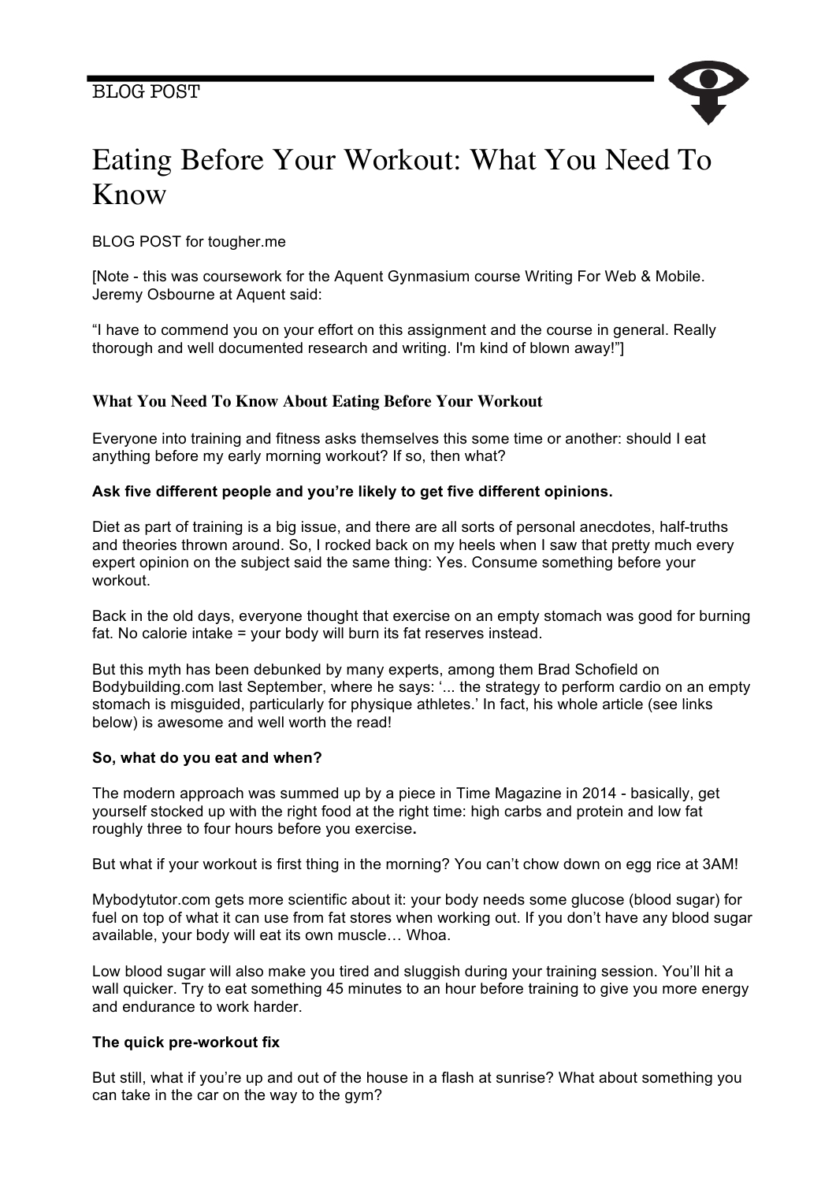BLOG POST

# Eating Before Your Workout: What You Need To Know

BLOG POST for tougher.me

[Note - this was coursework for the Aquent Gynmasium course Writing For Web & Mobile. Jeremy Osbourne at Aquent said:

"I have to commend you on your effort on this assignment and the course in general. Really thorough and well documented research and writing. I'm kind of blown away!"]

### What You Need To Know About Eating Before Your Workout

Everyone into training and fitness asks themselves this some time or another: should I eat anything before my early morning workout? If so, then what?

**Ask five different people and you're likely to get five different opinions.**

Diet as part of training is a big issue, and there are all sorts of personal anecdotes, half-truths and theories thrown around. So, I rocked back on my heels when I saw that pretty much every expert opinion on the subject said the same thing: Yes. Consume something before your workout.

Back in the old days, everyone thought that exercise on an empty stomach was good for burning fat. No calorie intake = your body will burn its fat reserves instead.

But this myth has been debunked by many experts, among them Brad Schofield on Bodybuilding.com last September, where he says: '... the strategy to perform cardio on an empty stomach is misguided, particularly for physique athletes.' In fact, his whole article (see links below) is awesome and well worth the read!

**So, what do you eat and when?**

The modern approach was summed up by a piece in Time Magazine in 2014 - basically, get yourself stocked up with the right food at the right time: high carbs and protein and low fat roughly three to four hours before you exercise.

But what if your workout is first thing in the morning? You can't chow down on egg rice at 3AM!

Mybodytutor.com gets more scientific about it: your body needs some glucose (blood sugar) for fuel on top of what it can use from fat stores when working out. If you don't have any blood sugar available, your body will eat its own muscle… Whoa.

Low blood sugar will also make you tired and sluggish during your training session. You'll hit a wall quicker. Try to eat something 45 minutes to an hour before training to give you more energy and endurance to work harder.

**The quick pre-workout fix**

But still, what if you're up and out of the house in a flash at sunrise? What about something you can take in the car on the way to the gym?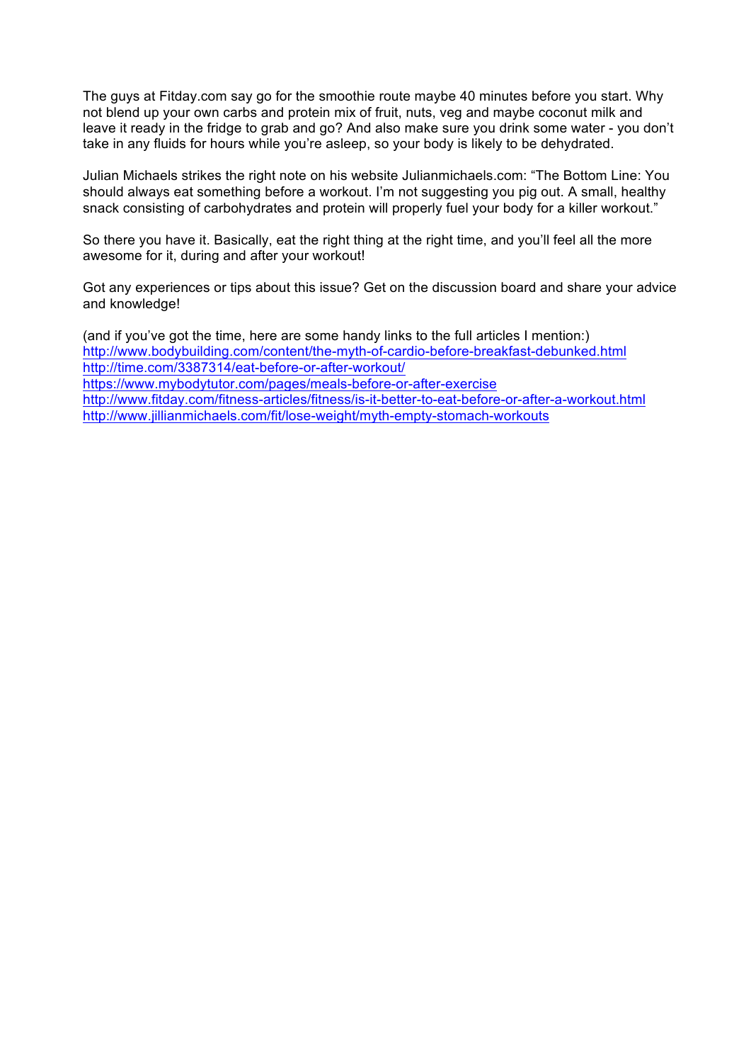The guys at Fitday.com say go for the smoothie route maybe 40 minutes before you start. Why not blend up your own carbs and protein mix of fruit, nuts, veg and maybe coconut milk and leave it ready in the fridge to grab and go? And also make sure you drink some water - you don't take in any fluids for hours while you're asleep, so your body is likely to be dehydrated.

Julian Michaels strikes the right note on his website Julianmichaels.com: "The Bottom Line: You should always eat something before a workout. I'm not suggesting you pig out. A small, healthy snack consisting of carbohydrates and protein will properly fuel your body for a killer workout."

So there you have it. Basically, eat the right thing at the right time, and you'll feel all the more awesome for it, during and after your workout!

Got any experiences or tips about this issue? Get on the discussion board and share your advice and knowledge!

(and if you've got the time, here are some handy links to the full articles I mention:)
http://www.bodybuilding.com/content/the-myth-of-cardio-before-breakfast-debunked.html
http://time.com/3387314/eat-before-or-after-workout/
https://www.mybodytutor.com/pages/meals-before-or-after-exercise
http://www.fitday.com/fitness-articles/fitness/is-it-better-to-eat-before-or-after-a-workout.html
http://www.jillianmichaels.com/fit/lose-weight/myth-empty-stomach-workouts